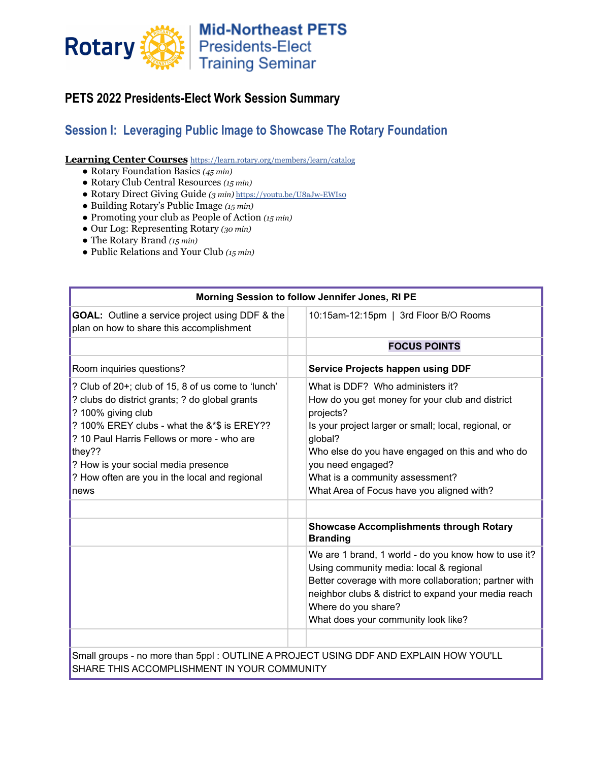Rotary | Mid-Northeast PETS Presidents-Elect Training Seminar

## PETS 2022 Presidents-Elect Work Session Summary

## Session I: Leveraging Public Image to Showcase The Rotary Foundation

**Learning Center Courses** https://learn.rotary.org/members/learn/catalog

- Rotary Foundation Basics *(45 min)*
- Rotary Club Central Resources *(15 min)*
- Rotary Direct Giving Guide *(3 min)* https://youtu.be/U8aJw-EWIs0
- Building Rotary's Public Image *(15 min)*
- Promoting your club as People of Action *(15 min)*
- Our Log: Representing Rotary *(30 min)*
- The Rotary Brand *(15 min)*
- Public Relations and Your Club *(15 min)*

| Morning Session to follow Jennifer Jones, RI PE | | |
|---|---|---|
| **GOAL:** Outline a service project using DDF & the plan on how to share this accomplishment | | 10:15am-12:15pm \| 3rd Floor B/O Rooms |
| | | **FOCUS POINTS** |
| Room inquiries questions? | | **Service Projects happen using DDF** |
| ? Club of 20+; club of 15, 8 of us come to 'lunch'<br>? clubs do district grants; ? do global grants<br>? 100% giving club<br>? 100% EREY clubs - what the &*$ is EREY??<br>? 10 Paul Harris Fellows or more - who are they??<br>? How is your social media presence<br>? How often are you in the local and regional news | | What is DDF? Who administers it?<br>How do you get money for your club and district projects?<br>Is your project larger or small; local, regional, or global?<br>Who else do you have engaged on this and who do you need engaged?<br>What is a community assessment?<br>What Area of Focus have you aligned with? |
| | | |
| | | **Showcase Accomplishments through Rotary Branding** |
| | | We are 1 brand, 1 world - do you know how to use it?<br>Using community media: local & regional<br>Better coverage with more collaboration; partner with neighbor clubs & district to expand your media reach<br>Where do you share?<br>What does your community look like? |
| | | |
| Small groups - no more than 5ppl : OUTLINE A PROJECT USING DDF AND EXPLAIN HOW YOU'LL SHARE THIS ACCOMPLISHMENT IN YOUR COMMUNITY | | |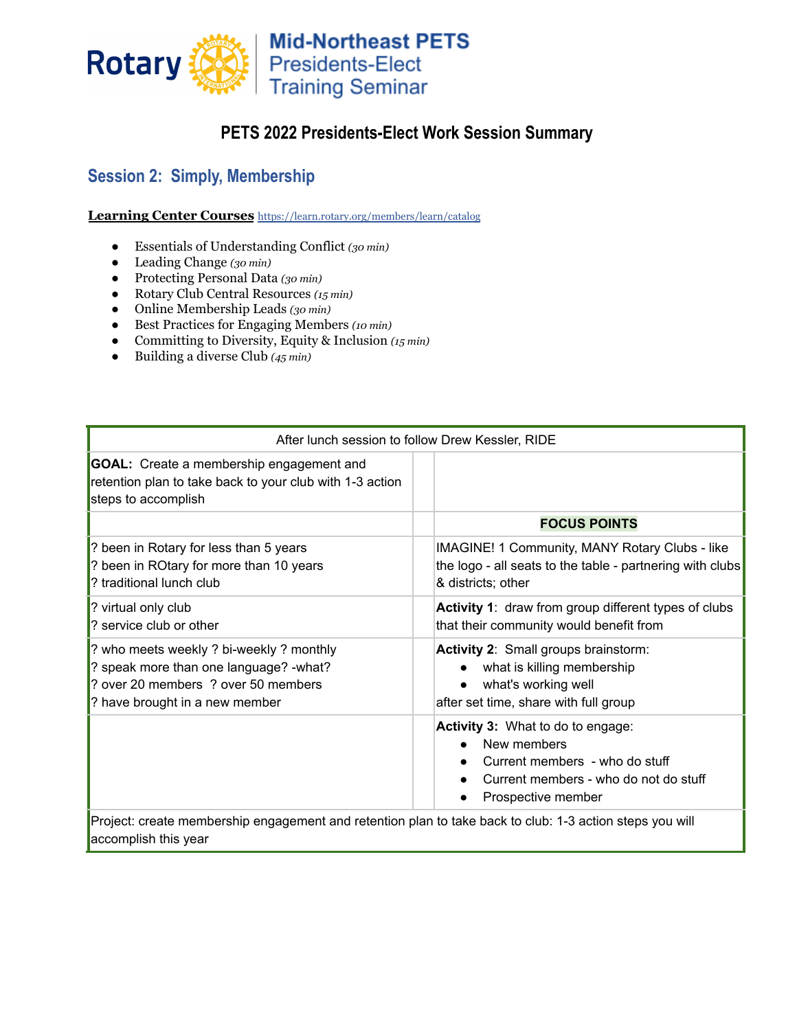Rotary | Mid-Northeast PETS Presidents-Elect Training Seminar

# PETS 2022 Presidents-Elect Work Session Summary

## Session 2: Simply, Membership

**Learning Center Courses** https://learn.rotary.org/members/learn/catalog

- Essentials of Understanding Conflict *(30 min)*
- Leading Change *(30 min)*
- Protecting Personal Data *(30 min)*
- Rotary Club Central Resources *(15 min)*
- Online Membership Leads *(30 min)*
- Best Practices for Engaging Members *(10 min)*
- Committing to Diversity, Equity & Inclusion *(15 min)*
- Building a diverse Club *(45 min)*

| After lunch session to follow Drew Kessler, RIDE | | |
|---|---|---|
| **GOAL:** Create a membership engagement and retention plan to take back to your club with 1-3 action steps to accomplish | | |
| | | **FOCUS POINTS** |
| ? been in Rotary for less than 5 years<br>? been in ROtary for more than 10 years<br>? traditional lunch club | | IMAGINE! 1 Community, MANY Rotary Clubs - like the logo - all seats to the table - partnering with clubs & districts; other |
| ? virtual only club<br>? service club or other | | **Activity 1**: draw from group different types of clubs that their community would benefit from |
| ? who meets weekly ? bi-weekly ? monthly<br>? speak more than one language? -what?<br>? over 20 members ? over 50 members<br>? have brought in a new member | | **Activity 2**: Small groups brainstorm:<br>• what is killing membership<br>• what's working well<br>after set time, share with full group |
| | | **Activity 3:** What to do to engage:<br>• New members<br>• Current members - who do stuff<br>• Current members - who do not do stuff<br>• Prospective member |
| Project: create membership engagement and retention plan to take back to club: 1-3 action steps you will accomplish this year | | |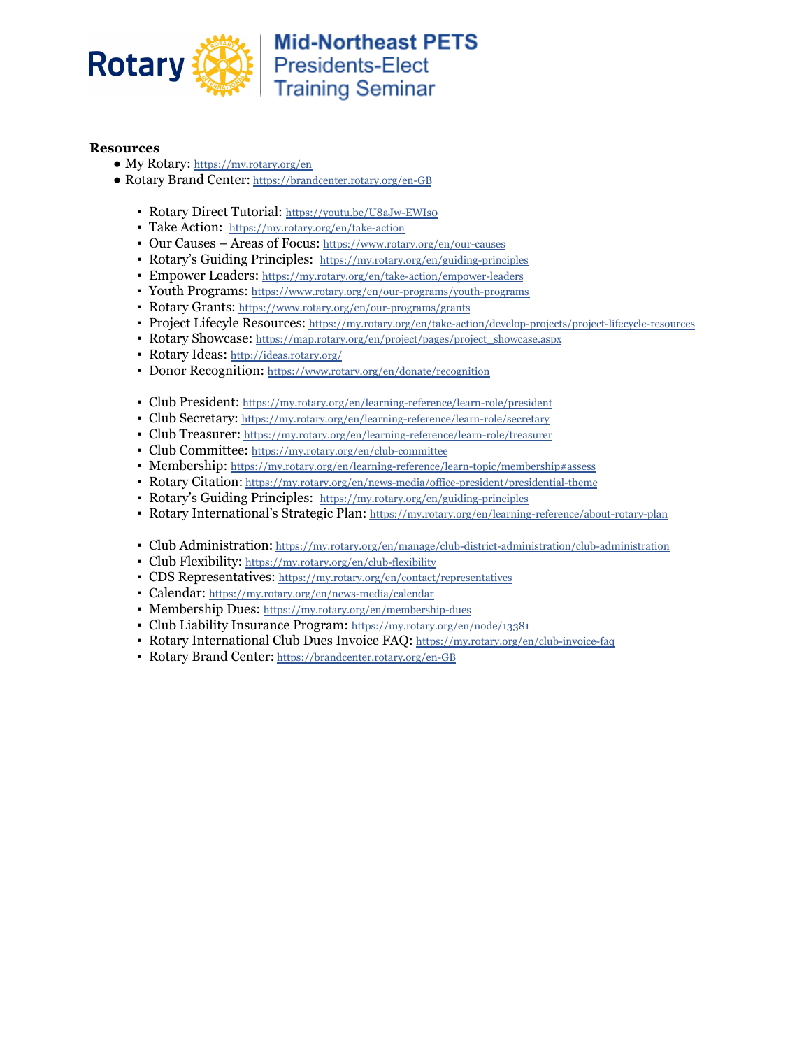**Mid-Northeast PETS**
**Presidents-Elect Training Seminar**

**Resources**

- My Rotary: https://my.rotary.org/en
- Rotary Brand Center: https://brandcenter.rotary.org/en-GB

  - Rotary Direct Tutorial: https://youtu.be/U8aJw-EWIs0
  - Take Action: https://my.rotary.org/en/take-action
  - Our Causes – Areas of Focus: https://www.rotary.org/en/our-causes
  - Rotary's Guiding Principles: https://my.rotary.org/en/guiding-principles
  - Empower Leaders: https://my.rotary.org/en/take-action/empower-leaders
  - Youth Programs: https://www.rotary.org/en/our-programs/youth-programs
  - Rotary Grants: https://www.rotary.org/en/our-programs/grants
  - Project Lifecyle Resources: https://my.rotary.org/en/take-action/develop-projects/project-lifecycle-resources
  - Rotary Showcase: https://map.rotary.org/en/project/pages/project_showcase.aspx
  - Rotary Ideas: http://ideas.rotary.org/
  - Donor Recognition: https://www.rotary.org/en/donate/recognition

  - Club President: https://my.rotary.org/en/learning-reference/learn-role/president
  - Club Secretary: https://my.rotary.org/en/learning-reference/learn-role/secretary
  - Club Treasurer: https://my.rotary.org/en/learning-reference/learn-role/treasurer
  - Club Committee: https://my.rotary.org/en/club-committee
  - Membership: https://my.rotary.org/en/learning-reference/learn-topic/membership#assess
  - Rotary Citation: https://my.rotary.org/en/news-media/office-president/presidential-theme
  - Rotary's Guiding Principles: https://my.rotary.org/en/guiding-principles
  - Rotary International's Strategic Plan: https://my.rotary.org/en/learning-reference/about-rotary-plan

  - Club Administration: https://my.rotary.org/en/manage/club-district-administration/club-administration
  - Club Flexibility: https://my.rotary.org/en/club-flexibility
  - CDS Representatives: https://my.rotary.org/en/contact/representatives
  - Calendar: https://my.rotary.org/en/news-media/calendar
  - Membership Dues: https://my.rotary.org/en/membership-dues
  - Club Liability Insurance Program: https://my.rotary.org/en/node/13381
  - Rotary International Club Dues Invoice FAQ: https://my.rotary.org/en/club-invoice-faq
  - Rotary Brand Center: https://brandcenter.rotary.org/en-GB